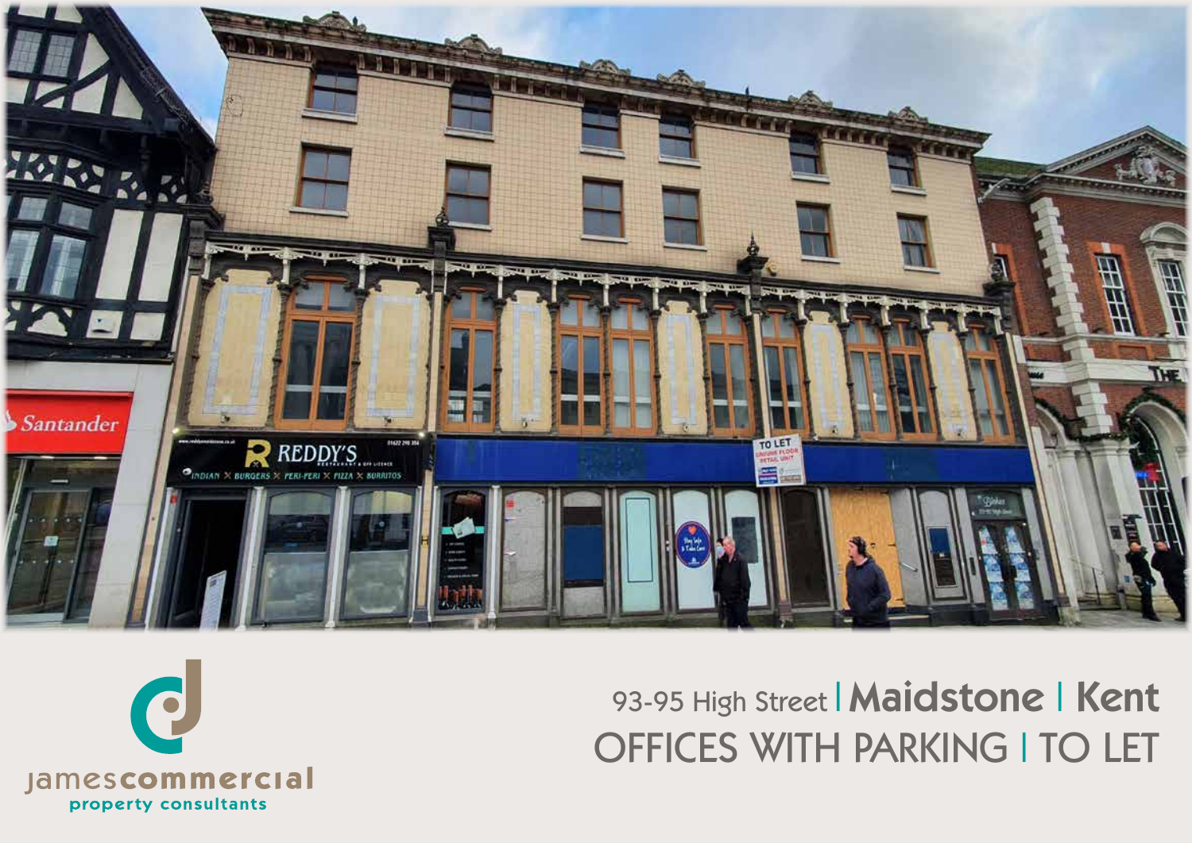jamescommercial property consultants

# 93-95 High Street | Maidstone | Kent

## OFFICES WITH PARKING | TO LET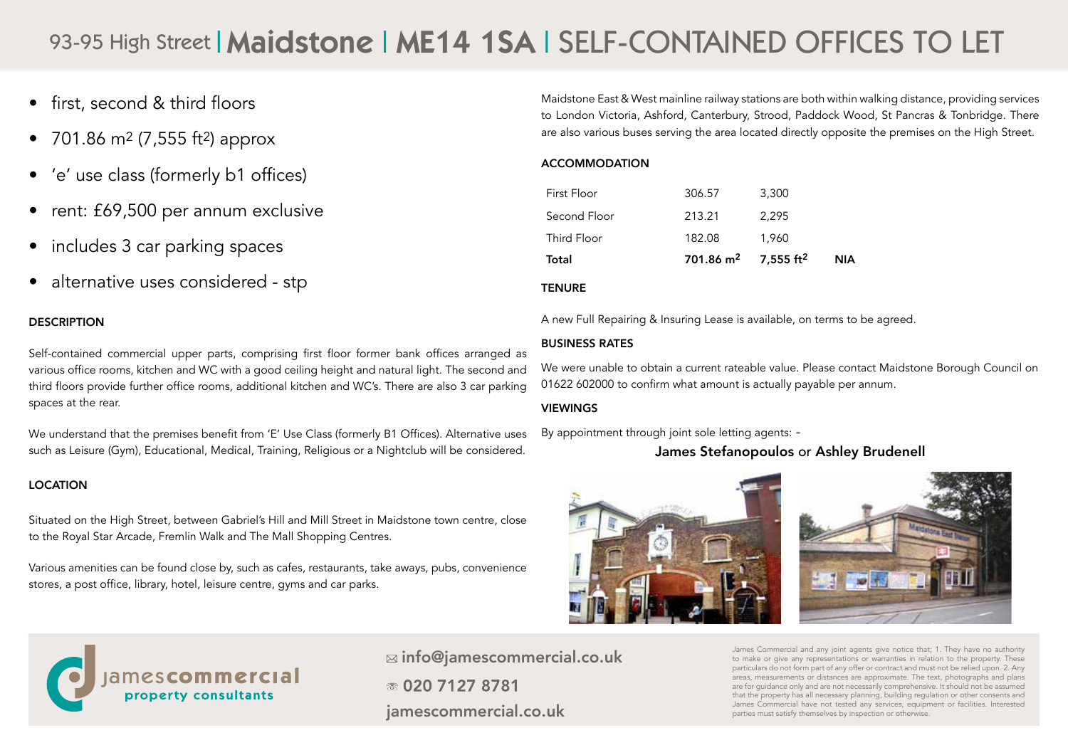# 93-95 High Street | Maidstone | ME14 1SA | SELF-CONTAINED OFFICES TO LET

- first, second & third floors
- 701.86 m² (7,555 ft²) approx
- 'e' use class (formerly b1 offices)
- rent: £69,500 per annum exclusive
- includes 3 car parking spaces
- alternative uses considered - stp

## DESCRIPTION

Self-contained commercial upper parts, comprising first floor former bank offices arranged as various office rooms, kitchen and WC with a good ceiling height and natural light. The second and third floors provide further office rooms, additional kitchen and WC's. There are also 3 car parking spaces at the rear.

We understand that the premises benefit from 'E' Use Class (formerly B1 Offices). Alternative uses such as Leisure (Gym), Educational, Medical, Training, Religious or a Nightclub will be considered.

## LOCATION

Situated on the High Street, between Gabriel's Hill and Mill Street in Maidstone town centre, close to the Royal Star Arcade, Fremlin Walk and The Mall Shopping Centres.

Various amenities can be found close by, such as cafes, restaurants, take aways, pubs, convenience stores, a post office, library, hotel, leisure centre, gyms and car parks.

Maidstone East & West mainline railway stations are both within walking distance, providing services to London Victoria, Ashford, Canterbury, Strood, Paddock Wood, St Pancras & Tonbridge. There are also various buses serving the area located directly opposite the premises on the High Street.

## ACCOMMODATION

| | | | |
|---|---|---|---|
| First Floor | 306.57 | 3,300 | |
| Second Floor | 213.21 | 2,295 | |
| Third Floor | 182.08 | 1,960 | |
| **Total** | **701.86 m²** | **7,555 ft²** | **NIA** |

## TENURE

A new Full Repairing & Insuring Lease is available, on terms to be agreed.

## BUSINESS RATES

We were unable to obtain a current rateable value. Please contact Maidstone Borough Council on 01622 602000 to confirm what amount is actually payable per annum.

## VIEWINGS

By appointment through joint sole letting agents: -

**James Stefanopoulos** or **Ashley Brudenell**

jamescommercial property consultants

info@jamescommercial.co.uk

020 7127 8781

jamescommercial.co.uk

James Commercial and any joint agents give notice that; 1. They have no authority to make or give any representations or warranties in relation to the property. These particulars do not form part of any offer or contract and must not be relied upon. 2. Any areas, measurements or distances are approximate. The text, photographs and plans are for guidance only and are not necessarily comprehensive. It should not be assumed that the property has all necessary planning, building regulation or other consents and James Commercial have not tested any services, equipment or facilities. Interested parties must satisfy themselves by inspection or otherwise.